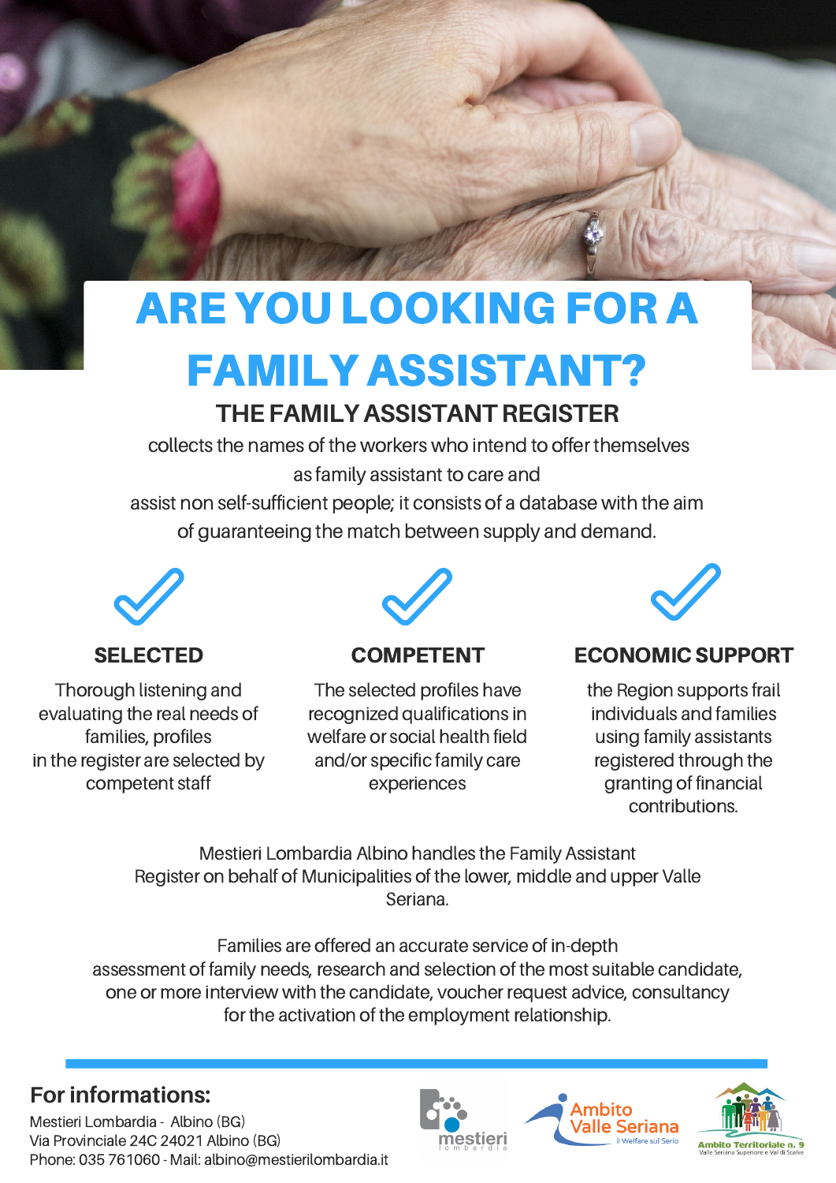# ARE YOU LOOKING FOR A FAMILY ASSISTANT?

## THE FAMILY ASSISTANT REGISTER

collects the names of the workers who intend to offer themselves as family assistant to care and assist non self-sufficient people; it consists of a database with the aim of guaranteeing the match between supply and demand.

### SELECTED

Thorough listening and evaluating the real needs of families, profiles in the register are selected by competent staff

### COMPETENT

The selected profiles have recognized qualifications in welfare or social health field and/or specific family care experiences

### ECONOMIC SUPPORT

the Region supports frail individuals and families using family assistants registered through the granting of financial contributions.

Mestieri Lombardia Albino handles the Family Assistant Register on behalf of Municipalities of the lower, middle and upper Valle Seriana.

Families are offered an accurate service of in-depth assessment of family needs, research and selection of the most suitable candidate, one or more interview with the candidate, voucher request advice, consultancy for the activation of the employment relationship.

## For informations:

Mestieri Lombardia - Albino (BG)
Via Provinciale 24C 24021 Albino (BG)
Phone: 035 761060 - Mail: albino@mestierilombardia.it

mestieri lombardia

Ambito Valle Seriana – il Welfare sul Serio

Ambito Territoriale n. 9 – Valle Seriana Superiore e Val di Scalve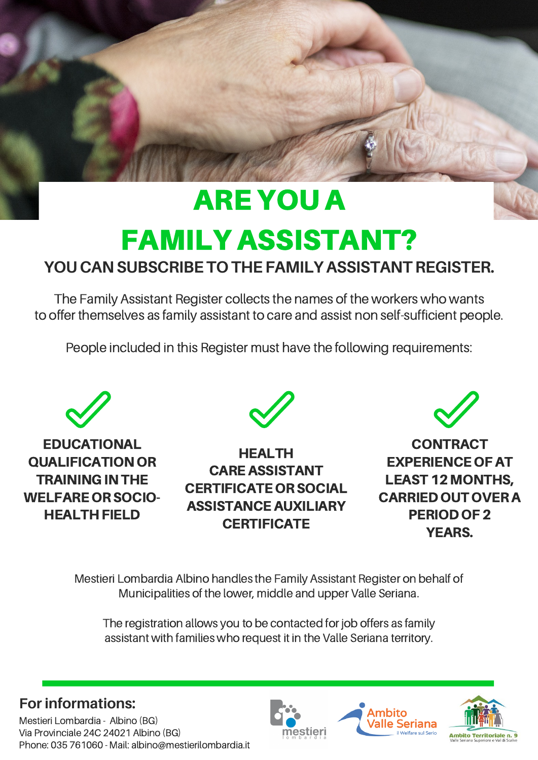# ARE YOU A FAMILY ASSISTANT?

## YOU CAN SUBSCRIBE TO THE FAMILY ASSISTANT REGISTER.

The Family Assistant Register collects the names of the workers who wants to offer themselves as family assistant to care and assist non self-sufficient people.

People included in this Register must have the following requirements:

- **EDUCATIONAL QUALIFICATION OR TRAINING IN THE WELFARE OR SOCIO-HEALTH FIELD**
- **HEALTH CARE ASSISTANT CERTIFICATE OR SOCIAL ASSISTANCE AUXILIARY CERTIFICATE**
- **CONTRACT EXPERIENCE OF AT LEAST 12 MONTHS, CARRIED OUT OVER A PERIOD OF 2 YEARS.**

Mestieri Lombardia Albino handles the Family Assistant Register on behalf of Municipalities of the lower, middle and upper Valle Seriana.

The registration allows you to be contacted for job offers as family assistant with families who request it in the Valle Seriana territory.

## For informations:

Mestieri Lombardia - Albino (BG)
Via Provinciale 24C 24021 Albino (BG)
Phone: 035 761060 - Mail: albino@mestierilombardia.it

mestieri lombardia

Ambito Valle Seriana il Welfare sul Serio

Ambito Territoriale n. 9 Valle Seriana Superiore e Val di Scalve